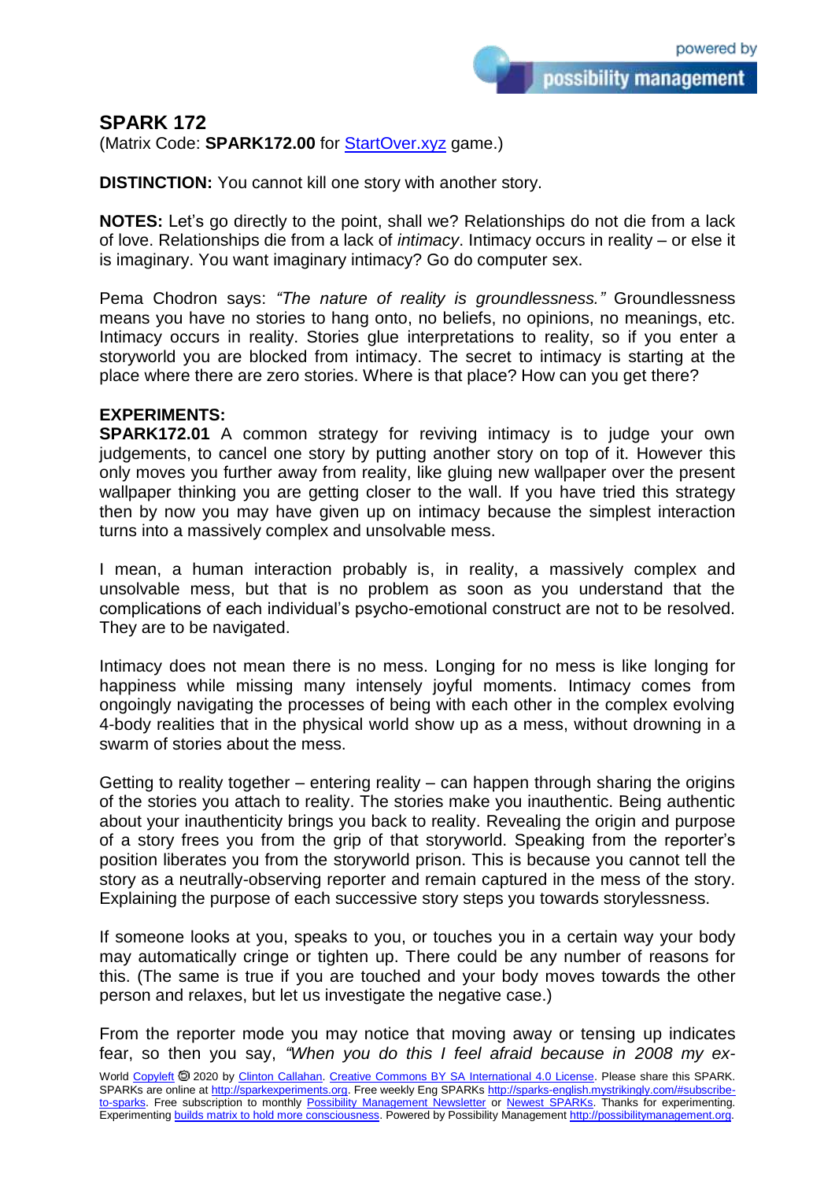# SPARK 172

(Matrix Code: **SPARK172.00** for StartOver.xyz game.)

**DISTINCTION:** You cannot kill one story with another story.

**NOTES:** Let's go directly to the point, shall we? Relationships do not die from a lack of love. Relationships die from a lack of *intimacy*. Intimacy occurs in reality – or else it is imaginary. You want imaginary intimacy? Go do computer sex.

Pema Chodron says: *"The nature of reality is groundlessness."* Groundlessness means you have no stories to hang onto, no beliefs, no opinions, no meanings, etc. Intimacy occurs in reality. Stories glue interpretations to reality, so if you enter a storyworld you are blocked from intimacy. The secret to intimacy is starting at the place where there are zero stories. Where is that place? How can you get there?

**EXPERIMENTS:**

**SPARK172.01** A common strategy for reviving intimacy is to judge your own judgements, to cancel one story by putting another story on top of it. However this only moves you further away from reality, like gluing new wallpaper over the present wallpaper thinking you are getting closer to the wall. If you have tried this strategy then by now you may have given up on intimacy because the simplest interaction turns into a massively complex and unsolvable mess.

I mean, a human interaction probably is, in reality, a massively complex and unsolvable mess, but that is no problem as soon as you understand that the complications of each individual's psycho-emotional construct are not to be resolved. They are to be navigated.

Intimacy does not mean there is no mess. Longing for no mess is like longing for happiness while missing many intensely joyful moments. Intimacy comes from ongoingly navigating the processes of being with each other in the complex evolving 4-body realities that in the physical world show up as a mess, without drowning in a swarm of stories about the mess.

Getting to reality together – entering reality – can happen through sharing the origins of the stories you attach to reality. The stories make you inauthentic. Being authentic about your inauthenticity brings you back to reality. Revealing the origin and purpose of a story frees you from the grip of that storyworld. Speaking from the reporter's position liberates you from the storyworld prison. This is because you cannot tell the story as a neutrally-observing reporter and remain captured in the mess of the story. Explaining the purpose of each successive story steps you towards storylessness.

If someone looks at you, speaks to you, or touches you in a certain way your body may automatically cringe or tighten up. There could be any number of reasons for this. (The same is true if you are touched and your body moves towards the other person and relaxes, but let us investigate the negative case.)

From the reporter mode you may notice that moving away or tensing up indicates fear, so then you say, *"When you do this I feel afraid because in 2008 my ex-*

World Copyleft 🄯 2020 by Clinton Callahan. Creative Commons BY SA International 4.0 License. Please share this SPARK. SPARKs are online at http://sparkexperiments.org. Free weekly Eng SPARKs http://sparks-english.mystrikingly.com/#subscribe-to-sparks. Free subscription to monthly Possibility Management Newsletter or Newest SPARKs. Thanks for experimenting. Experimenting builds matrix to hold more consciousness. Powered by Possibility Management http://possibilitymanagement.org.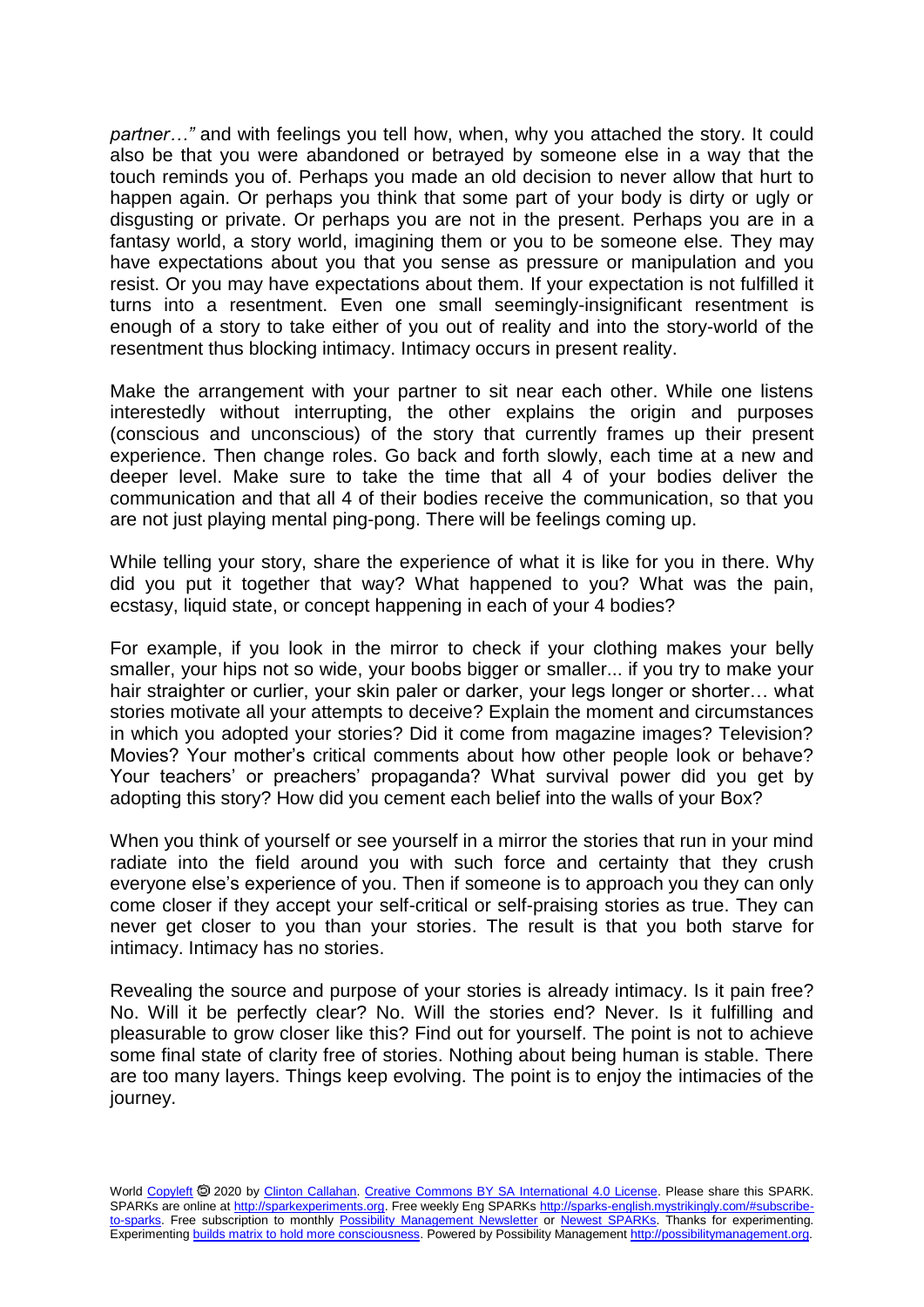*partner…"* and with feelings you tell how, when, why you attached the story. It could also be that you were abandoned or betrayed by someone else in a way that the touch reminds you of. Perhaps you made an old decision to never allow that hurt to happen again. Or perhaps you think that some part of your body is dirty or ugly or disgusting or private. Or perhaps you are not in the present. Perhaps you are in a fantasy world, a story world, imagining them or you to be someone else. They may have expectations about you that you sense as pressure or manipulation and you resist. Or you may have expectations about them. If your expectation is not fulfilled it turns into a resentment. Even one small seemingly-insignificant resentment is enough of a story to take either of you out of reality and into the story-world of the resentment thus blocking intimacy. Intimacy occurs in present reality.

Make the arrangement with your partner to sit near each other. While one listens interestedly without interrupting, the other explains the origin and purposes (conscious and unconscious) of the story that currently frames up their present experience. Then change roles. Go back and forth slowly, each time at a new and deeper level. Make sure to take the time that all 4 of your bodies deliver the communication and that all 4 of their bodies receive the communication, so that you are not just playing mental ping-pong. There will be feelings coming up.

While telling your story, share the experience of what it is like for you in there. Why did you put it together that way? What happened to you? What was the pain, ecstasy, liquid state, or concept happening in each of your 4 bodies?

For example, if you look in the mirror to check if your clothing makes your belly smaller, your hips not so wide, your boobs bigger or smaller... if you try to make your hair straighter or curlier, your skin paler or darker, your legs longer or shorter… what stories motivate all your attempts to deceive? Explain the moment and circumstances in which you adopted your stories? Did it come from magazine images? Television? Movies? Your mother's critical comments about how other people look or behave? Your teachers' or preachers' propaganda? What survival power did you get by adopting this story? How did you cement each belief into the walls of your Box?

When you think of yourself or see yourself in a mirror the stories that run in your mind radiate into the field around you with such force and certainty that they crush everyone else's experience of you. Then if someone is to approach you they can only come closer if they accept your self-critical or self-praising stories as true. They can never get closer to you than your stories. The result is that you both starve for intimacy. Intimacy has no stories.

Revealing the source and purpose of your stories is already intimacy. Is it pain free? No. Will it be perfectly clear? No. Will the stories end? Never. Is it fulfilling and pleasurable to grow closer like this? Find out for yourself. The point is not to achieve some final state of clarity free of stories. Nothing about being human is stable. There are too many layers. Things keep evolving. The point is to enjoy the intimacies of the journey.

World Copyleft 🄯 2020 by Clinton Callahan. Creative Commons BY SA International 4.0 License. Please share this SPARK. SPARKs are online at http://sparkexperiments.org. Free weekly Eng SPARKs http://sparks-english.mystrikingly.com/#subscribe-to-sparks. Free subscription to monthly Possibility Management Newsletter or Newest SPARKs. Thanks for experimenting. Experimenting builds matrix to hold more consciousness. Powered by Possibility Management http://possibilitymanagement.org.